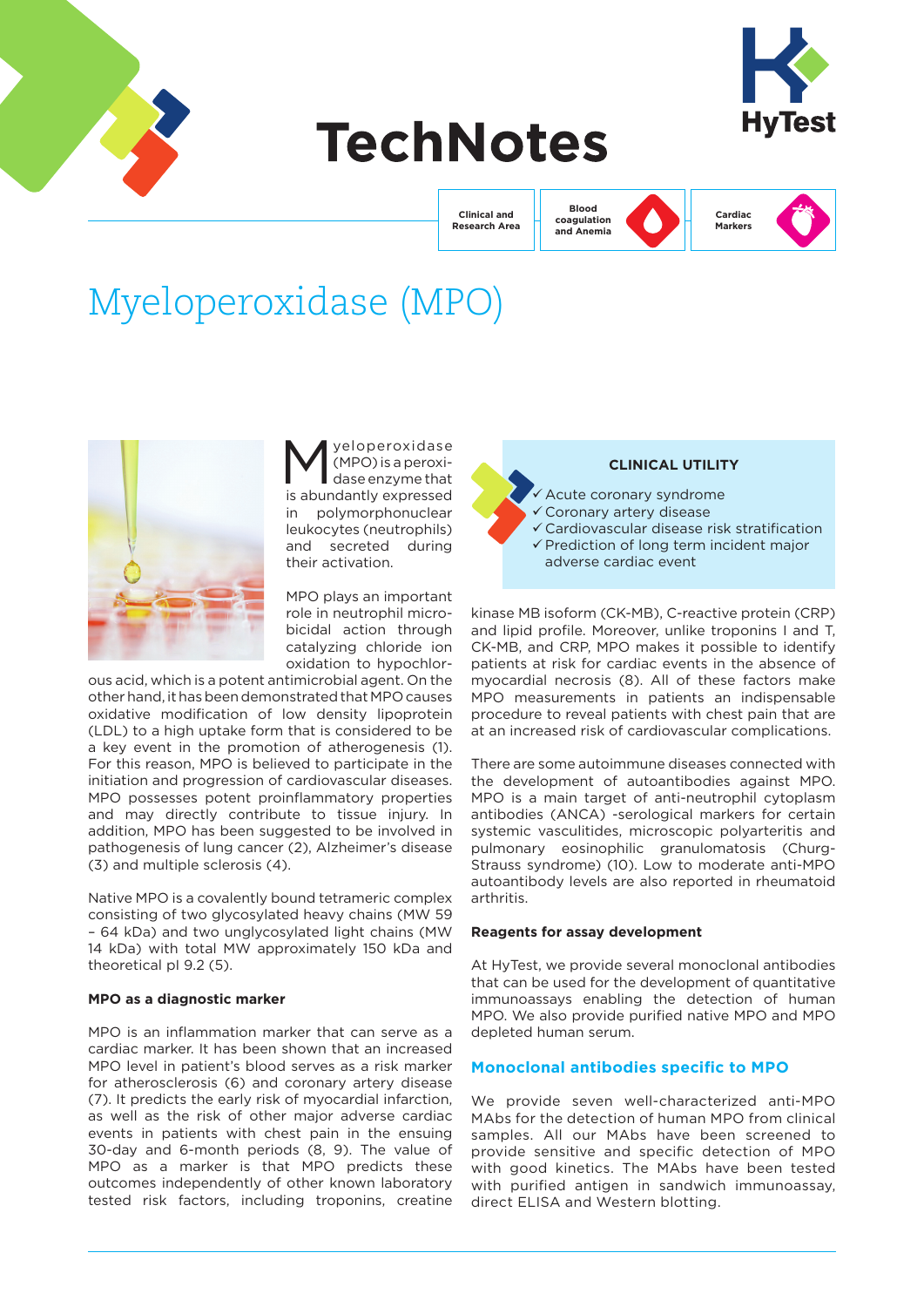# TechNotes

Clinical and Research Area | Blood coagulation and Anemia | Cardiac Markers

# Myeloperoxidase (MPO)

Myeloperoxidase (MPO) is a peroxidase enzyme that is abundantly expressed in polymorphonuclear leukocytes (neutrophils) and secreted during their activation.

MPO plays an important role in neutrophil microbicidal action through catalyzing chloride ion oxidation to hypochlorous acid, which is a potent antimicrobial agent. On the other hand, it has been demonstrated that MPO causes oxidative modification of low density lipoprotein (LDL) to a high uptake form that is considered to be a key event in the promotion of atherogenesis (1). For this reason, MPO is believed to participate in the initiation and progression of cardiovascular diseases. MPO possesses potent proinflammatory properties and may directly contribute to tissue injury. In addition, MPO has been suggested to be involved in pathogenesis of lung cancer (2), Alzheimer's disease (3) and multiple sclerosis (4).

Native MPO is a covalently bound tetrameric complex consisting of two glycosylated heavy chains (MW 59 – 64 kDa) and two unglycosylated light chains (MW 14 kDa) with total MW approximately 150 kDa and theoretical pI 9.2 (5).

### MPO as a diagnostic marker

MPO is an inflammation marker that can serve as a cardiac marker. It has been shown that an increased MPO level in patient's blood serves as a risk marker for atherosclerosis (6) and coronary artery disease (7). It predicts the early risk of myocardial infarction, as well as the risk of other major adverse cardiac events in patients with chest pain in the ensuing 30-day and 6-month periods (8, 9). The value of MPO as a marker is that MPO predicts these outcomes independently of other known laboratory tested risk factors, including troponins, creatine kinase MB isoform (CK-MB), C-reactive protein (CRP) and lipid profile. Moreover, unlike troponins I and T, CK-MB, and CRP, MPO makes it possible to identify patients at risk for cardiac events in the absence of myocardial necrosis (8). All of these factors make MPO measurements in patients an indispensable procedure to reveal patients with chest pain that are at an increased risk of cardiovascular complications.

> **CLINICAL UTILITY**
>
> - ✓ Acute coronary syndrome
> - ✓ Coronary artery disease
> - ✓ Cardiovascular disease risk stratification
> - ✓ Prediction of long term incident major adverse cardiac event

There are some autoimmune diseases connected with the development of autoantibodies against MPO. MPO is a main target of anti-neutrophil cytoplasm antibodies (ANCA) -serological markers for certain systemic vasculitides, microscopic polyarteritis and pulmonary eosinophilic granulomatosis (Churg-Strauss syndrome) (10). Low to moderate anti-MPO autoantibody levels are also reported in rheumatoid arthritis.

### Reagents for assay development

At HyTest, we provide several monoclonal antibodies that can be used for the development of quantitative immunoassays enabling the detection of human MPO. We also provide purified native MPO and MPO depleted human serum.

## Monoclonal antibodies specific to MPO

We provide seven well-characterized anti-MPO MAbs for the detection of human MPO from clinical samples. All our MAbs have been screened to provide sensitive and specific detection of MPO with good kinetics. The MAbs have been tested with purified antigen in sandwich immunoassay, direct ELISA and Western blotting.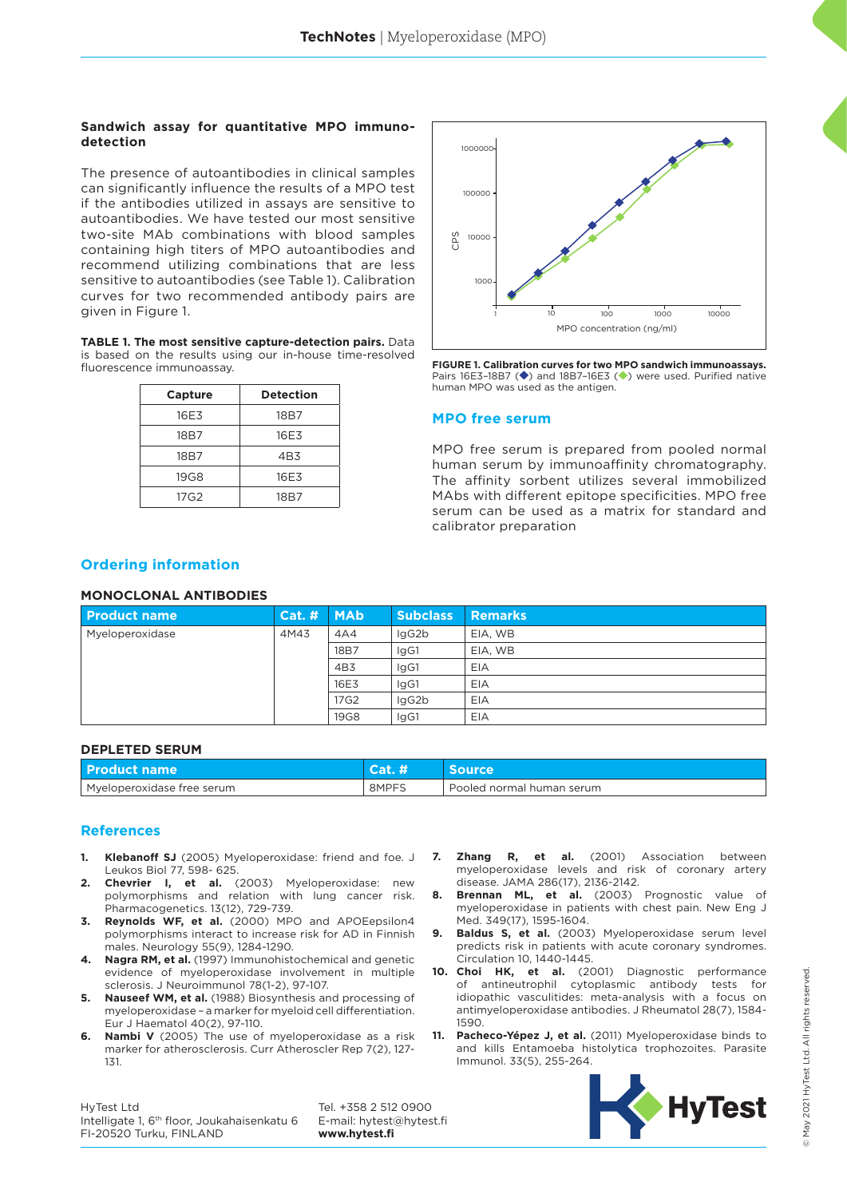## Sandwich assay for quantitative MPO immunodetection

The presence of autoantibodies in clinical samples can significantly influence the results of a MPO test if the antibodies utilized in assays are sensitive to autoantibodies. We have tested our most sensitive two-site MAb combinations with blood samples containing high titers of MPO autoantibodies and recommend utilizing combinations that are less sensitive to autoantibodies (see Table 1). Calibration curves for two recommended antibody pairs are given in Figure 1.

**TABLE 1. The most sensitive capture-detection pairs.** Data is based on the results using our in-house time-resolved fluorescence immunoassay.

| Capture | Detection |
|---|---|
| 16E3 | 18B7 |
| 18B7 | 16E3 |
| 18B7 | 4B3 |
| 19G8 | 16E3 |
| 17G2 | 18B7 |

1000000
100000
10000
1000
CPS
1
10
100
1000
10000
MPO concentration (ng/ml)

**FIGURE 1. Calibration curves for two MPO sandwich immunoassays.** Pairs 16E3–18B7 (◆) and 18B7–16E3 (◆) were used. Purified native human MPO was used as the antigen.

## MPO free serum

MPO free serum is prepared from pooled normal human serum by immunoaffinity chromatography. The affinity sorbent utilizes several immobilized MAbs with different epitope specificities. MPO free serum can be used as a matrix for standard and calibrator preparation

## Ordering information

### MONOCLONAL ANTIBODIES

| Product name | Cat. # | MAb | Subclass | Remarks |
|---|---|---|---|---|
| Myeloperoxidase | 4M43 | 4A4 | IgG2b | EIA, WB |
| | | 18B7 | IgG1 | EIA, WB |
| | | 4B3 | IgG1 | EIA |
| | | 16E3 | IgG1 | EIA |
| | | 17G2 | IgG2b | EIA |
| | | 19G8 | IgG1 | EIA |

### DEPLETED SERUM

| Product name | Cat. # | Source |
|---|---|---|
| Myeloperoxidase free serum | 8MPFS | Pooled normal human serum |

## References

1. **Klebanoff SJ** (2005) Myeloperoxidase: friend and foe. J Leukos Biol 77, 598- 625.
2. **Chevrier I, et al.** (2003) Myeloperoxidase: new polymorphisms and relation with lung cancer risk. Pharmacogenetics. 13(12), 729-739.
3. **Reynolds WF, et al.** (2000) MPO and APOEepsilon4 polymorphisms interact to increase risk for AD in Finnish males. Neurology 55(9), 1284-1290.
4. **Nagra RM, et al.** (1997) Immunohistochemical and genetic evidence of myeloperoxidase involvement in multiple sclerosis. J Neuroimmunol 78(1-2), 97-107.
5. **Nauseef WM, et al.** (1988) Biosynthesis and processing of myeloperoxidase – a marker for myeloid cell differentiation. Eur J Haematol 40(2), 97-110.
6. **Nambi V** (2005) The use of myeloperoxidase as a risk marker for atherosclerosis. Curr Atheroscler Rep 7(2), 127-131.
7. **Zhang R, et al.** (2001) Association between myeloperoxidase levels and risk of coronary artery disease. JAMA 286(17), 2136-2142.
8. **Brennan ML, et al.** (2003) Prognostic value of myeloperoxidase in patients with chest pain. New Eng J Med. 349(17), 1595-1604.
9. **Baldus S, et al.** (2003) Myeloperoxidase serum level predicts risk in patients with acute coronary syndromes. Circulation 10, 1440-1445.
10. **Choi HK, et al.** (2001) Diagnostic performance of antineutrophil cytoplasmic antibody tests for idiopathic vasculitides: meta-analysis with a focus on antimyeloperoxidase antibodies. J Rheumatol 28(7), 1584-1590.
11. **Pacheco-Yépez J, et al.** (2011) Myeloperoxidase binds to and kills Entamoeba histolytica trophozoites. Parasite Immunol. 33(5), 255-264.

HyTest Ltd
Intelligate 1, 6th floor, Joukahaisenkatu 6
FI-20520 Turku, FINLAND

Tel. +358 2 512 0900
E-mail: hytest@hytest.fi
**www.hytest.fi**

© May 2021 HyTest Ltd. All rights reserved.